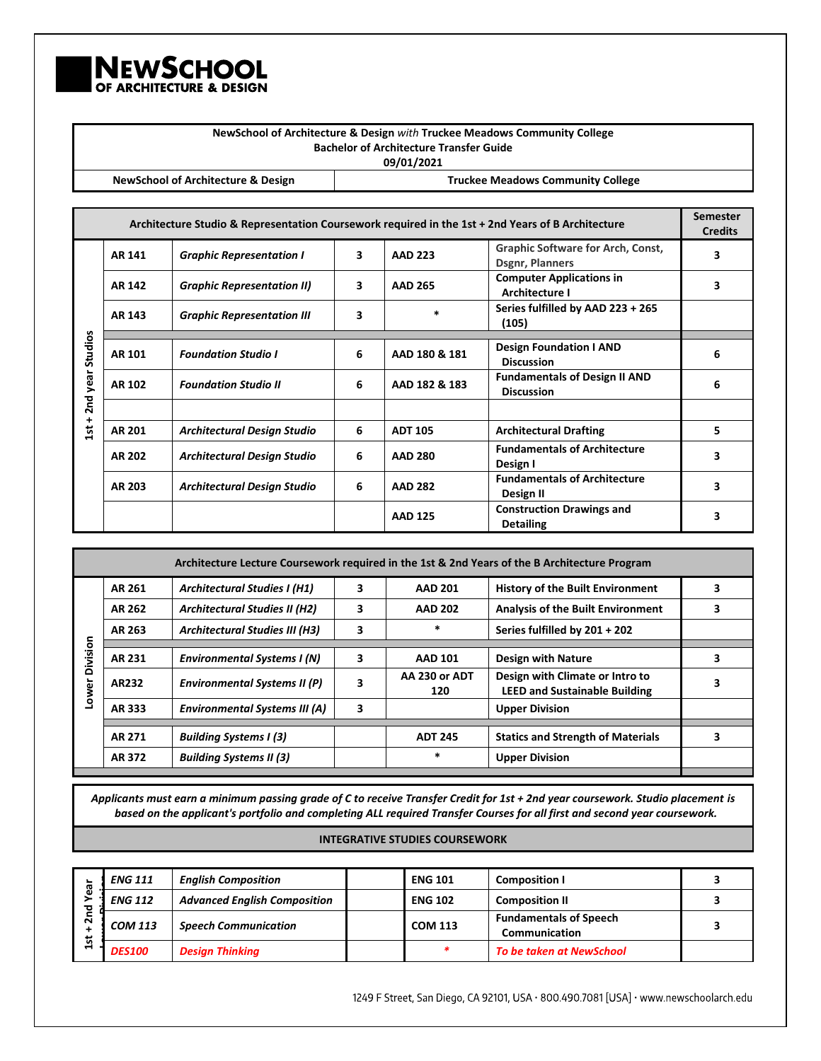**NewSchool of Architecture & Design**

**NewSchool of Architecture & Design** *with* **Truckee Meadows Community College**
**Bachelor of Architecture Transfer Guide**
**09/01/2021**

| NewSchool of Architecture & Design | | | Truckee Meadows Community College | | |
|---|---|---|---|---|---|

| | Architecture Studio & Representation Coursework required in the 1st + 2nd Years of B Architecture | | | | | Semester Credits |
|---|---|---|---|---|---|---|
| 1st + 2nd year Studios | AR 141 | *Graphic Representation I* | 3 | AAD 223 | Graphic Software for Arch, Const, Dsgnr, Planners | 3 |
| | AR 142 | *Graphic Representation II)* | 3 | AAD 265 | Computer Applications in Architecture I | 3 |
| | AR 143 | *Graphic Representation III* | 3 | * | Series fulfilled by AAD 223 + 265 (105) | |
| | AR 101 | *Foundation Studio I* | 6 | AAD 180 & 181 | Design Foundation I AND Discussion | 6 |
| | AR 102 | *Foundation Studio II* | 6 | AAD 182 & 183 | Fundamentals of Design II AND Discussion | 6 |
| | | | | | | |
| | AR 201 | *Architectural Design Studio* | 6 | ADT 105 | Architectural Drafting | 5 |
| | AR 202 | *Architectural Design Studio* | 6 | AAD 280 | Fundamentals of Architecture Design I | 3 |
| | AR 203 | *Architectural Design Studio* | 6 | AAD 282 | Fundamentals of Architecture Design II | 3 |
| | | | | AAD 125 | Construction Drawings and Detailing | 3 |

| | Architecture Lecture Coursework required in the 1st & 2nd Years of the B Architecture Program | | | | | |
|---|---|---|---|---|---|---|
| Lower Division | AR 261 | *Architectural Studies I (H1)* | 3 | AAD 201 | History of the Built Environment | 3 |
| | AR 262 | *Architectural Studies II (H2)* | 3 | AAD 202 | Analysis of the Built Environment | 3 |
| | AR 263 | *Architectural Studies III (H3)* | 3 | * | Series fulfilled by 201 + 202 | |
| | AR 231 | *Environmental Systems I (N)* | 3 | AAD 101 | Design with Nature | 3 |
| | AR232 | *Environmental Systems II (P)* | 3 | AA 230 or ADT 120 | Design with Climate or Intro to LEED and Sustainable Building | 3 |
| | AR 333 | *Environmental Systems III (A)* | 3 | | Upper Division | |
| | AR 271 | *Building Systems I (3)* | | ADT 245 | Statics and Strength of Materials | 3 |
| | AR 372 | *Building Systems II (3)* | | * | Upper Division | |

*Applicants must earn a minimum passing grade of C to receive Transfer Credit for 1st + 2nd year coursework. Studio placement is based on the applicant's portfolio and completing ALL required Transfer Courses for all first and second year coursework.*

**INTEGRATIVE STUDIES COURSEWORK**

| | | | | | | |
|---|---|---|---|---|---|---|
| 1st + 2nd Year | *ENG 111* | *English Composition* | | ENG 101 | Composition I | 3 |
| | *ENG 112* | *Advanced English Composition* | | ENG 102 | Composition II | 3 |
| | *COM 113* | *Speech Communication* | | COM 113 | Fundamentals of Speech Communication | 3 |
| | *DES100* | *Design Thinking* | | * | *To be taken at NewSchool* | |

1249 F Street, San Diego, CA 92101, USA · 800.490.7081 [USA] · www.newschoolarch.edu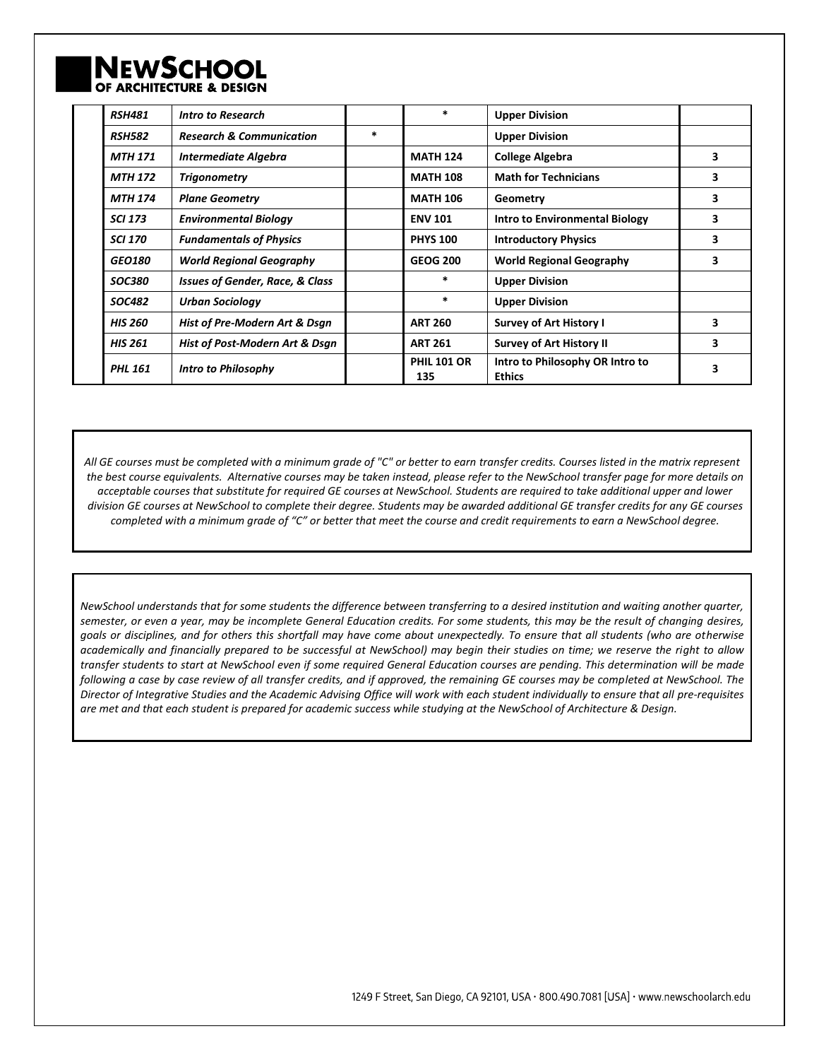# NEWSCHOOL OF ARCHITECTURE & DESIGN

| | | | | | | |
|---|---|---|---|---|---|---|
| | *RSH481* | *Intro to Research* | | * | Upper Division | |
| | *RSH582* | *Research & Communication* | * | | Upper Division | |
| | *MTH 171* | *Intermediate Algebra* | | MATH 124 | College Algebra | 3 |
| | *MTH 172* | *Trigonometry* | | MATH 108 | Math for Technicians | 3 |
| | *MTH 174* | *Plane Geometry* | | MATH 106 | Geometry | 3 |
| | *SCI 173* | *Environmental Biology* | | ENV 101 | Intro to Environmental Biology | 3 |
| | *SCI 170* | *Fundamentals of Physics* | | PHYS 100 | Introductory Physics | 3 |
| | *GEO180* | *World Regional Geography* | | GEOG 200 | World Regional Geography | 3 |
| | *SOC380* | *Issues of Gender, Race, & Class* | | * | Upper Division | |
| | *SOC482* | *Urban Sociology* | | * | Upper Division | |
| | *HIS 260* | *Hist of Pre-Modern Art & Dsgn* | | ART 260 | Survey of Art History I | 3 |
| | *HIS 261* | *Hist of Post-Modern Art & Dsgn* | | ART 261 | Survey of Art History II | 3 |
| | *PHL 161* | *Intro to Philosophy* | | PHIL 101 OR 135 | Intro to Philosophy OR Intro to Ethics | 3 |

*All GE courses must be completed with a minimum grade of "C" or better to earn transfer credits. Courses listed in the matrix represent the best course equivalents. Alternative courses may be taken instead, please refer to the NewSchool transfer page for more details on acceptable courses that substitute for required GE courses at NewSchool. Students are required to take additional upper and lower division GE courses at NewSchool to complete their degree. Students may be awarded additional GE transfer credits for any GE courses completed with a minimum grade of "C" or better that meet the course and credit requirements to earn a NewSchool degree.*

*NewSchool understands that for some students the difference between transferring to a desired institution and waiting another quarter, semester, or even a year, may be incomplete General Education credits. For some students, this may be the result of changing desires, goals or disciplines, and for others this shortfall may have come about unexpectedly. To ensure that all students (who are otherwise academically and financially prepared to be successful at NewSchool) may begin their studies on time; we reserve the right to allow transfer students to start at NewSchool even if some required General Education courses are pending. This determination will be made following a case by case review of all transfer credits, and if approved, the remaining GE courses may be completed at NewSchool. The Director of Integrative Studies and the Academic Advising Office will work with each student individually to ensure that all pre-requisites are met and that each student is prepared for academic success while studying at the NewSchool of Architecture & Design.*

1249 F Street, San Diego, CA 92101, USA · 800.490.7081 [USA] · www.newschoolarch.edu